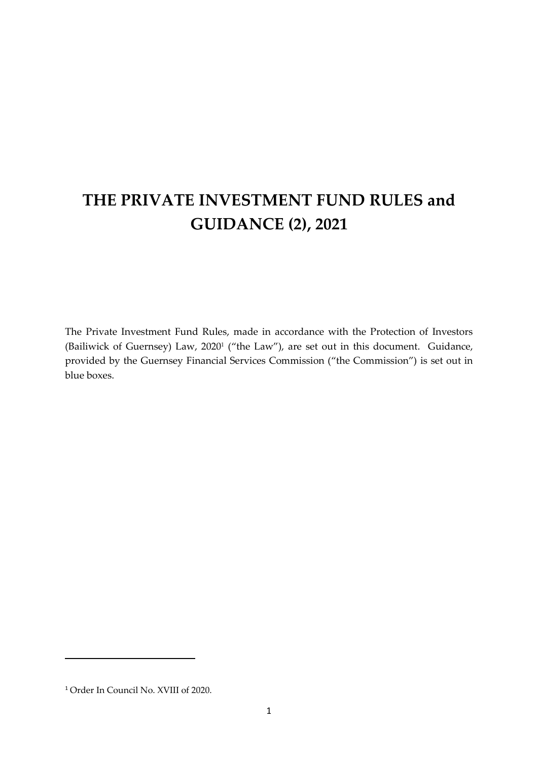# THE PRIVATE INVESTMENT FUND RULES and GUIDANCE (2), 2021

The Private Investment Fund Rules, made in accordance with the Protection of Investors (Bailiwick of Guernsey) Law, 2020[1] ("the Law"), are set out in this document. Guidance, provided by the Guernsey Financial Services Commission ("the Commission") is set out in blue boxes.

[1] Order In Council No. XVIII of 2020.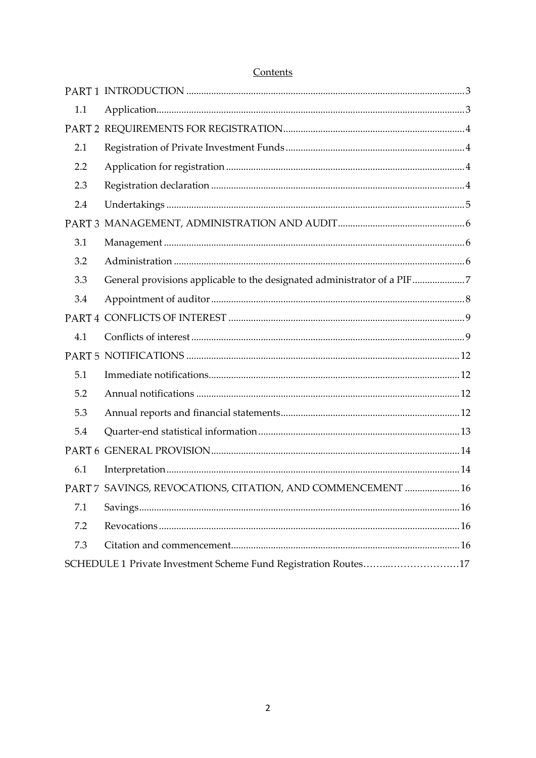Contents

| | | |
|---|---|---|
| PART 1 | INTRODUCTION | 3 |
| 1.1 | Application | 3 |
| PART 2 | REQUIREMENTS FOR REGISTRATION | 4 |
| 2.1 | Registration of Private Investment Funds | 4 |
| 2.2 | Application for registration | 4 |
| 2.3 | Registration declaration | 4 |
| 2.4 | Undertakings | 5 |
| PART 3 | MANAGEMENT, ADMINISTRATION AND AUDIT | 6 |
| 3.1 | Management | 6 |
| 3.2 | Administration | 6 |
| 3.3 | General provisions applicable to the designated administrator of a PIF | 7 |
| 3.4 | Appointment of auditor | 8 |
| PART 4 | CONFLICTS OF INTEREST | 9 |
| 4.1 | Conflicts of interest | 9 |
| PART 5 | NOTIFICATIONS | 12 |
| 5.1 | Immediate notifications | 12 |
| 5.2 | Annual notifications | 12 |
| 5.3 | Annual reports and financial statements | 12 |
| 5.4 | Quarter-end statistical information | 13 |
| PART 6 | GENERAL PROVISION | 14 |
| 6.1 | Interpretation | 14 |
| PART 7 | SAVINGS, REVOCATIONS, CITATION, AND COMMENCEMENT | 16 |
| 7.1 | Savings | 16 |
| 7.2 | Revocations | 16 |
| 7.3 | Citation and commencement | 16 |
| SCHEDULE 1 | Private Investment Scheme Fund Registration Routes | 17 |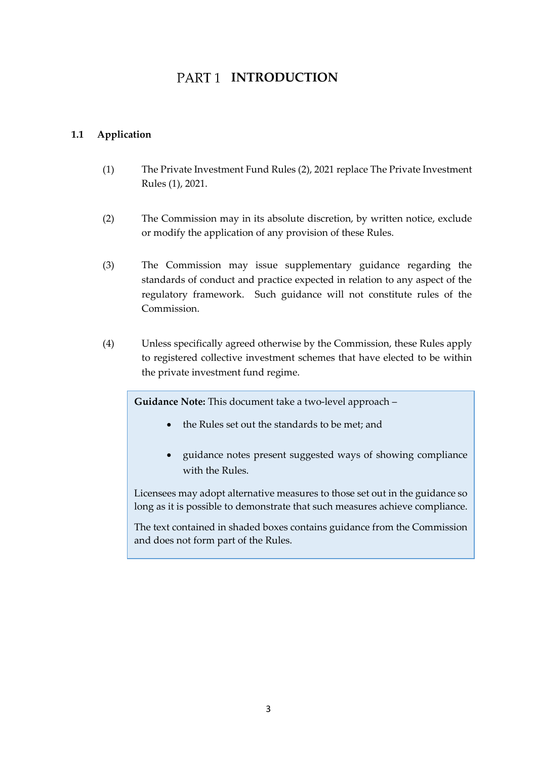# PART 1 INTRODUCTION

## 1.1 Application

(1) The Private Investment Fund Rules (2), 2021 replace The Private Investment Rules (1), 2021.

(2) The Commission may in its absolute discretion, by written notice, exclude or modify the application of any provision of these Rules.

(3) The Commission may issue supplementary guidance regarding the standards of conduct and practice expected in relation to any aspect of the regulatory framework. Such guidance will not constitute rules of the Commission.

(4) Unless specifically agreed otherwise by the Commission, these Rules apply to registered collective investment schemes that have elected to be within the private investment fund regime.

> **Guidance Note:** This document take a two-level approach –
>
> - the Rules set out the standards to be met; and
> - guidance notes present suggested ways of showing compliance with the Rules.
>
> Licensees may adopt alternative measures to those set out in the guidance so long as it is possible to demonstrate that such measures achieve compliance.
>
> The text contained in shaded boxes contains guidance from the Commission and does not form part of the Rules.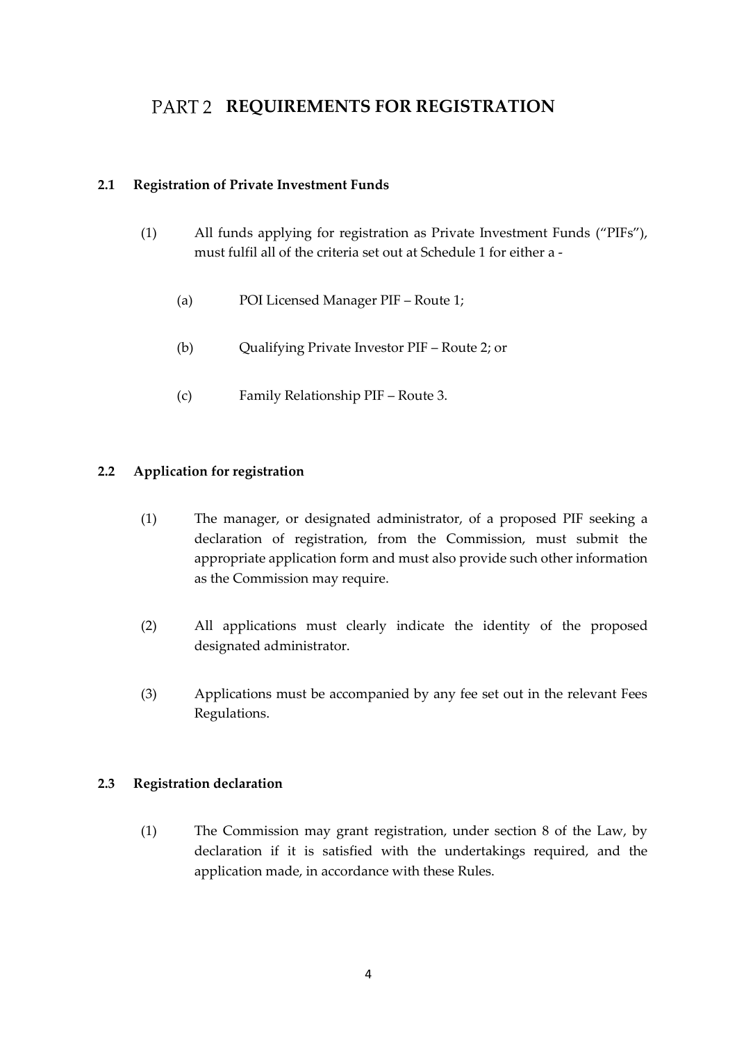# PART 2 REQUIREMENTS FOR REGISTRATION

### 2.1 Registration of Private Investment Funds

(1) All funds applying for registration as Private Investment Funds ("PIFs"), must fulfil all of the criteria set out at Schedule 1 for either a -

(a) POI Licensed Manager PIF – Route 1;

(b) Qualifying Private Investor PIF – Route 2; or

(c) Family Relationship PIF – Route 3.

### 2.2 Application for registration

(1) The manager, or designated administrator, of a proposed PIF seeking a declaration of registration, from the Commission, must submit the appropriate application form and must also provide such other information as the Commission may require.

(2) All applications must clearly indicate the identity of the proposed designated administrator.

(3) Applications must be accompanied by any fee set out in the relevant Fees Regulations.

### 2.3 Registration declaration

(1) The Commission may grant registration, under section 8 of the Law, by declaration if it is satisfied with the undertakings required, and the application made, in accordance with these Rules.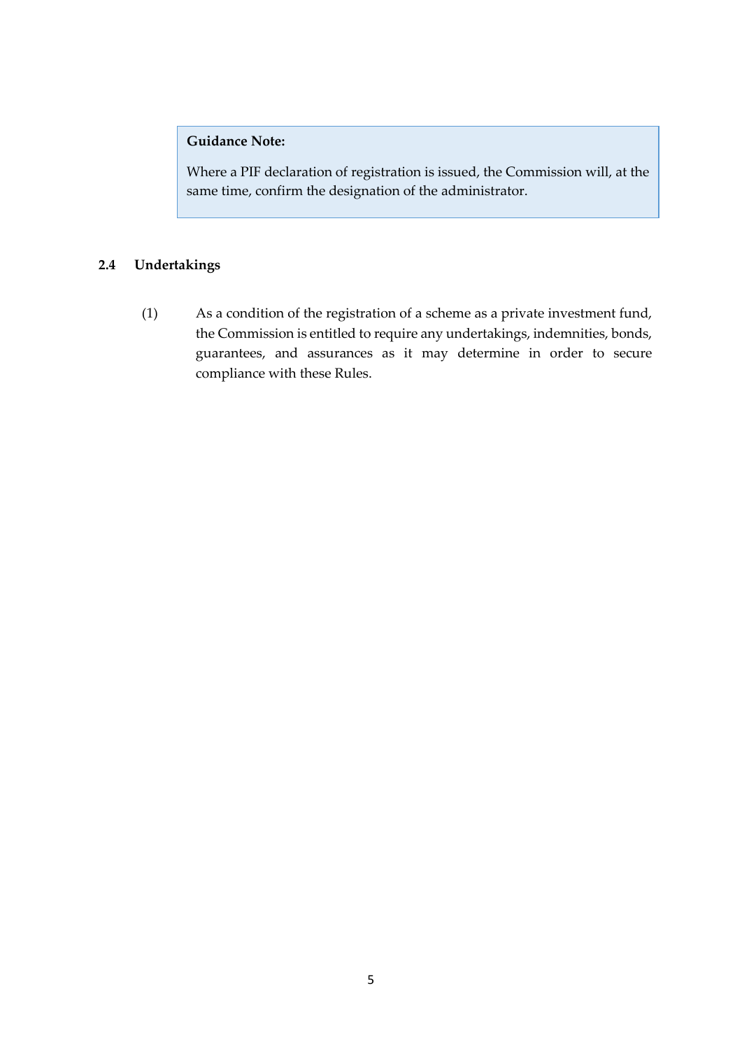> **Guidance Note:**
>
> Where a PIF declaration of registration is issued, the Commission will, at the same time, confirm the designation of the administrator.

### 2.4 Undertakings

(1) As a condition of the registration of a scheme as a private investment fund, the Commission is entitled to require any undertakings, indemnities, bonds, guarantees, and assurances as it may determine in order to secure compliance with these Rules.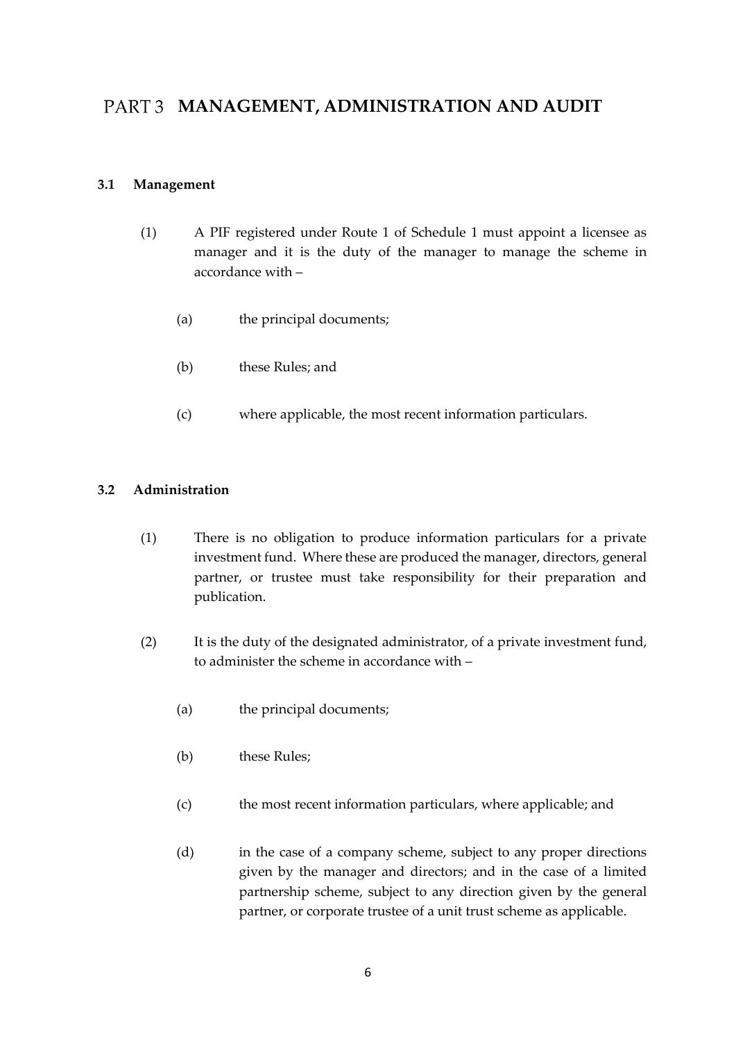# PART 3 MANAGEMENT, ADMINISTRATION AND AUDIT

### 3.1 Management

(1) A PIF registered under Route 1 of Schedule 1 must appoint a licensee as manager and it is the duty of the manager to manage the scheme in accordance with –

  (a) the principal documents;

  (b) these Rules; and

  (c) where applicable, the most recent information particulars.

### 3.2 Administration

(1) There is no obligation to produce information particulars for a private investment fund. Where these are produced the manager, directors, general partner, or trustee must take responsibility for their preparation and publication.

(2) It is the duty of the designated administrator, of a private investment fund, to administer the scheme in accordance with –

  (a) the principal documents;

  (b) these Rules;

  (c) the most recent information particulars, where applicable; and

  (d) in the case of a company scheme, subject to any proper directions given by the manager and directors; and in the case of a limited partnership scheme, subject to any direction given by the general partner, or corporate trustee of a unit trust scheme as applicable.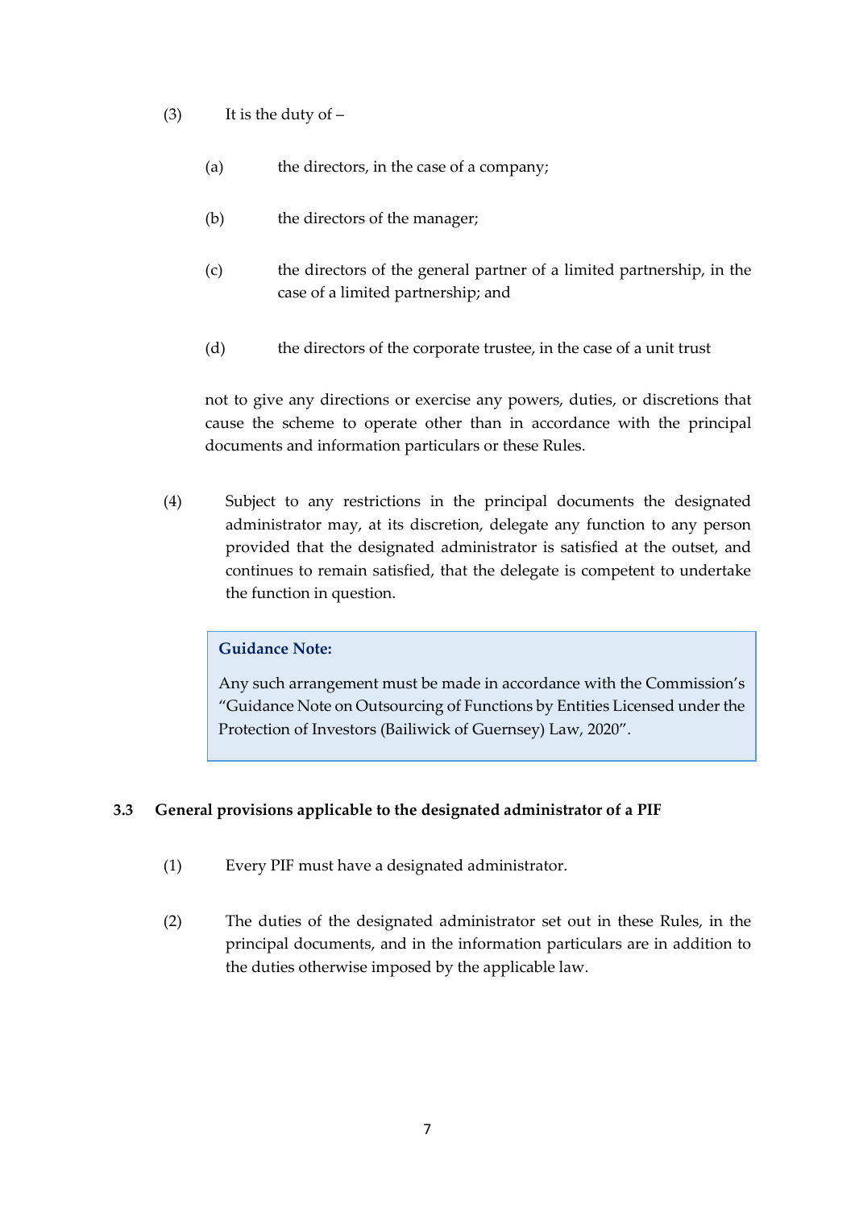(3) It is the duty of –

  (a) the directors, in the case of a company;

  (b) the directors of the manager;

  (c) the directors of the general partner of a limited partnership, in the case of a limited partnership; and

  (d) the directors of the corporate trustee, in the case of a unit trust

  not to give any directions or exercise any powers, duties, or discretions that cause the scheme to operate other than in accordance with the principal documents and information particulars or these Rules.

(4) Subject to any restrictions in the principal documents the designated administrator may, at its discretion, delegate any function to any person provided that the designated administrator is satisfied at the outset, and continues to remain satisfied, that the delegate is competent to undertake the function in question.

> **Guidance Note:**
>
> Any such arrangement must be made in accordance with the Commission's "Guidance Note on Outsourcing of Functions by Entities Licensed under the Protection of Investors (Bailiwick of Guernsey) Law, 2020".

### 3.3 General provisions applicable to the designated administrator of a PIF

(1) Every PIF must have a designated administrator.

(2) The duties of the designated administrator set out in these Rules, in the principal documents, and in the information particulars are in addition to the duties otherwise imposed by the applicable law.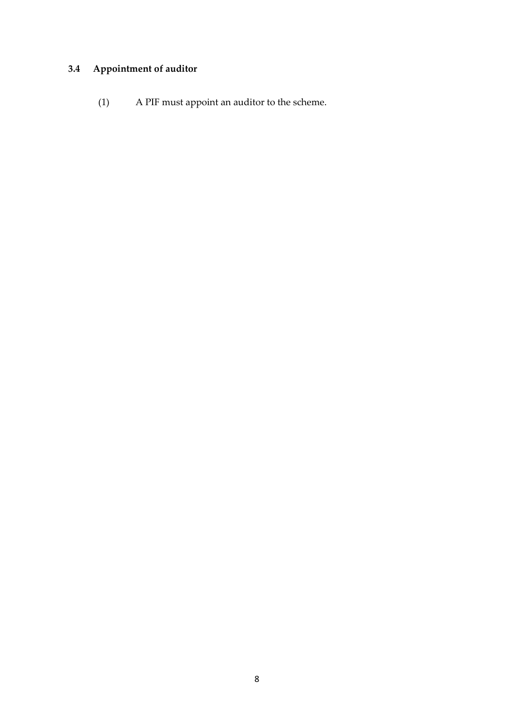### 3.4 Appointment of auditor

(1) A PIF must appoint an auditor to the scheme.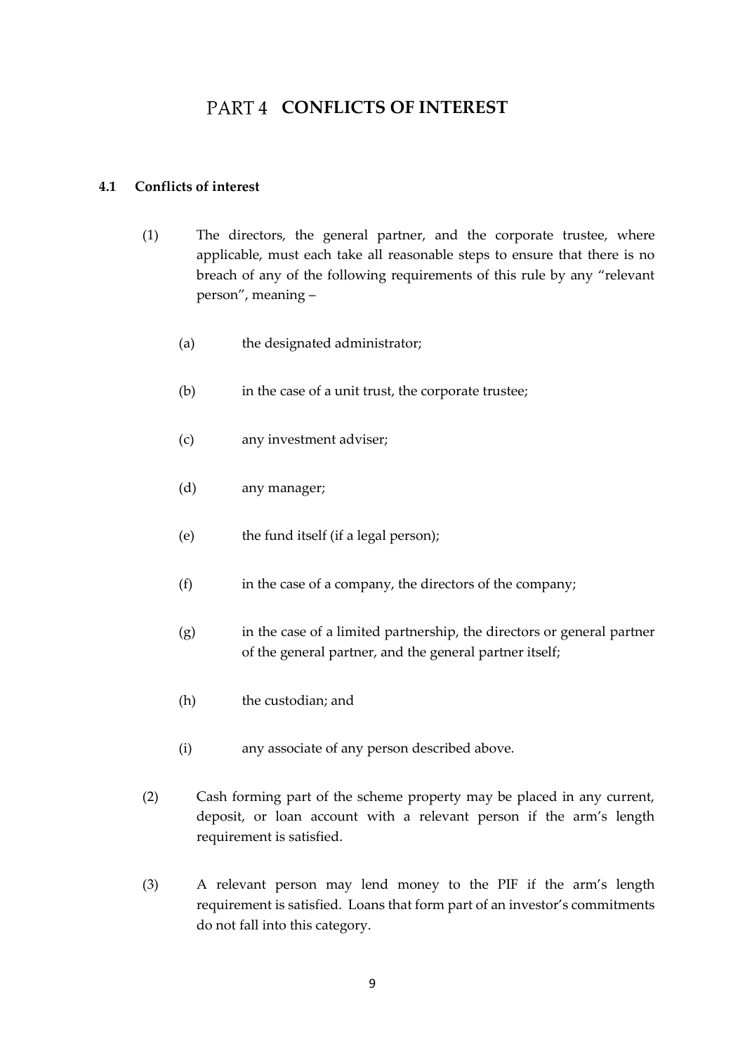# PART 4 CONFLICTS OF INTEREST

## 4.1 Conflicts of interest

(1) The directors, the general partner, and the corporate trustee, where applicable, must each take all reasonable steps to ensure that there is no breach of any of the following requirements of this rule by any "relevant person", meaning –

(a) the designated administrator;

(b) in the case of a unit trust, the corporate trustee;

(c) any investment adviser;

(d) any manager;

(e) the fund itself (if a legal person);

(f) in the case of a company, the directors of the company;

(g) in the case of a limited partnership, the directors or general partner of the general partner, and the general partner itself;

(h) the custodian; and

(i) any associate of any person described above.

(2) Cash forming part of the scheme property may be placed in any current, deposit, or loan account with a relevant person if the arm's length requirement is satisfied.

(3) A relevant person may lend money to the PIF if the arm's length requirement is satisfied. Loans that form part of an investor's commitments do not fall into this category.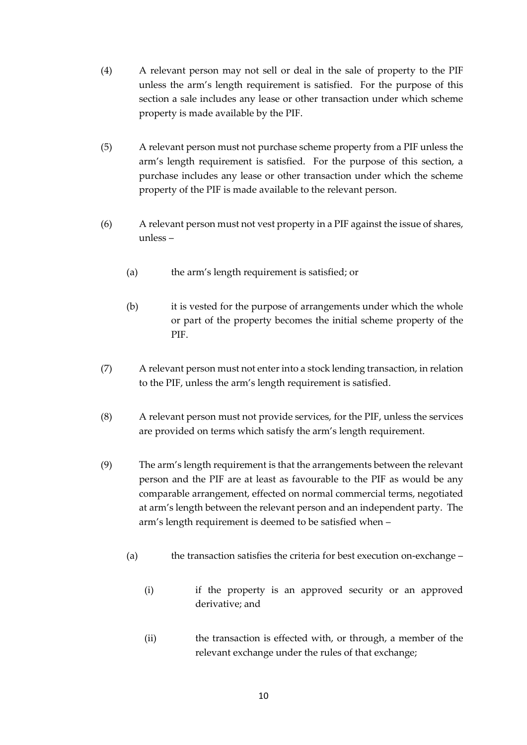(4) A relevant person may not sell or deal in the sale of property to the PIF unless the arm's length requirement is satisfied. For the purpose of this section a sale includes any lease or other transaction under which scheme property is made available by the PIF.

(5) A relevant person must not purchase scheme property from a PIF unless the arm's length requirement is satisfied. For the purpose of this section, a purchase includes any lease or other transaction under which the scheme property of the PIF is made available to the relevant person.

(6) A relevant person must not vest property in a PIF against the issue of shares, unless –

> (a) the arm's length requirement is satisfied; or
>
> (b) it is vested for the purpose of arrangements under which the whole or part of the property becomes the initial scheme property of the PIF.

(7) A relevant person must not enter into a stock lending transaction, in relation to the PIF, unless the arm's length requirement is satisfied.

(8) A relevant person must not provide services, for the PIF, unless the services are provided on terms which satisfy the arm's length requirement.

(9) The arm's length requirement is that the arrangements between the relevant person and the PIF are at least as favourable to the PIF as would be any comparable arrangement, effected on normal commercial terms, negotiated at arm's length between the relevant person and an independent party. The arm's length requirement is deemed to be satisfied when –

> (a) the transaction satisfies the criteria for best execution on-exchange –
>
> > (i) if the property is an approved security or an approved derivative; and
> >
> > (ii) the transaction is effected with, or through, a member of the relevant exchange under the rules of that exchange;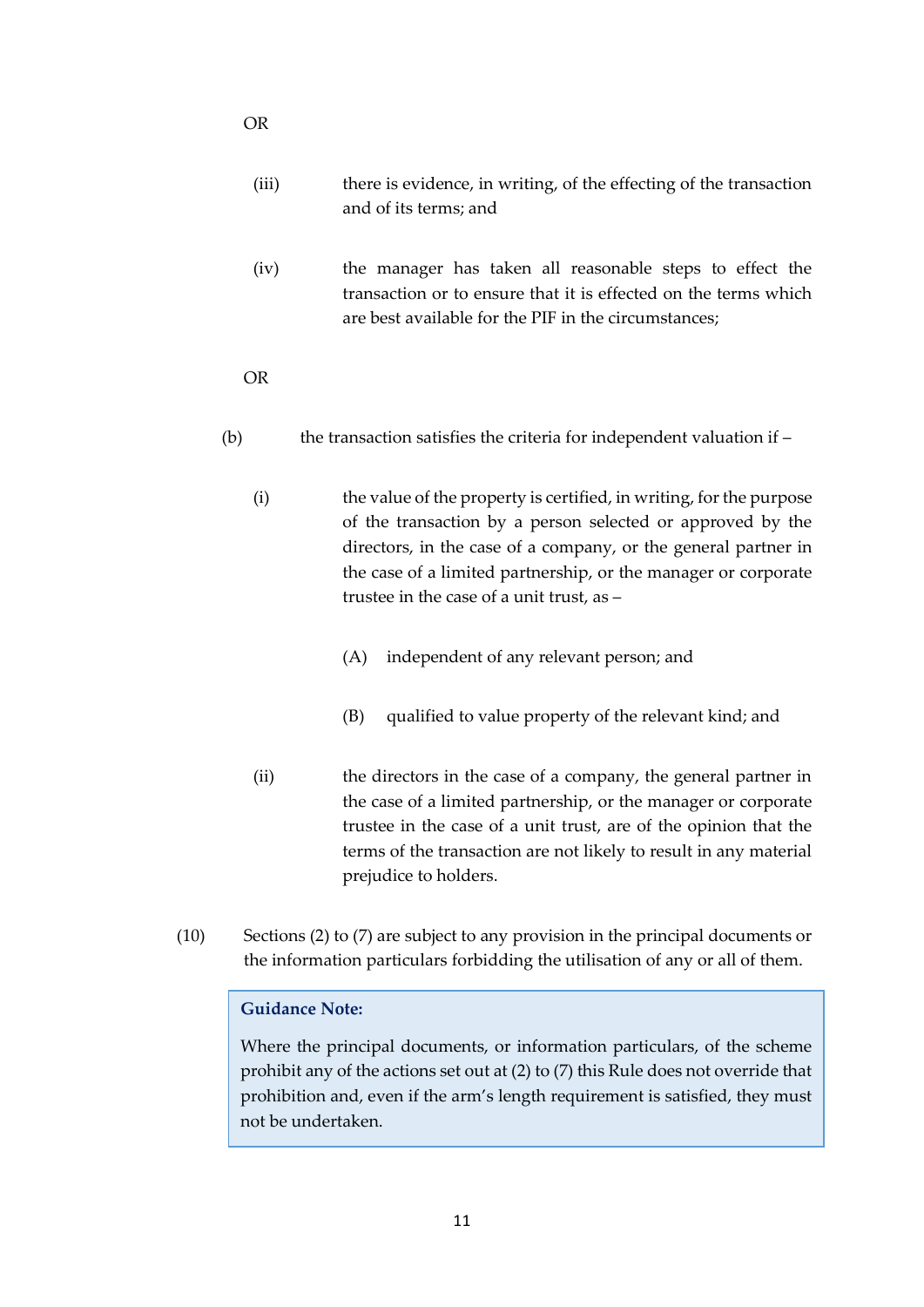OR

(iii) there is evidence, in writing, of the effecting of the transaction and of its terms; and

(iv) the manager has taken all reasonable steps to effect the transaction or to ensure that it is effected on the terms which are best available for the PIF in the circumstances;

OR

(b) the transaction satisfies the criteria for independent valuation if –

(i) the value of the property is certified, in writing, for the purpose of the transaction by a person selected or approved by the directors, in the case of a company, or the general partner in the case of a limited partnership, or the manager or corporate trustee in the case of a unit trust, as –

(A) independent of any relevant person; and

(B) qualified to value property of the relevant kind; and

(ii) the directors in the case of a company, the general partner in the case of a limited partnership, or the manager or corporate trustee in the case of a unit trust, are of the opinion that the terms of the transaction are not likely to result in any material prejudice to holders.

(10) Sections (2) to (7) are subject to any provision in the principal documents or the information particulars forbidding the utilisation of any or all of them.

> **Guidance Note:**
>
> Where the principal documents, or information particulars, of the scheme prohibit any of the actions set out at (2) to (7) this Rule does not override that prohibition and, even if the arm's length requirement is satisfied, they must not be undertaken.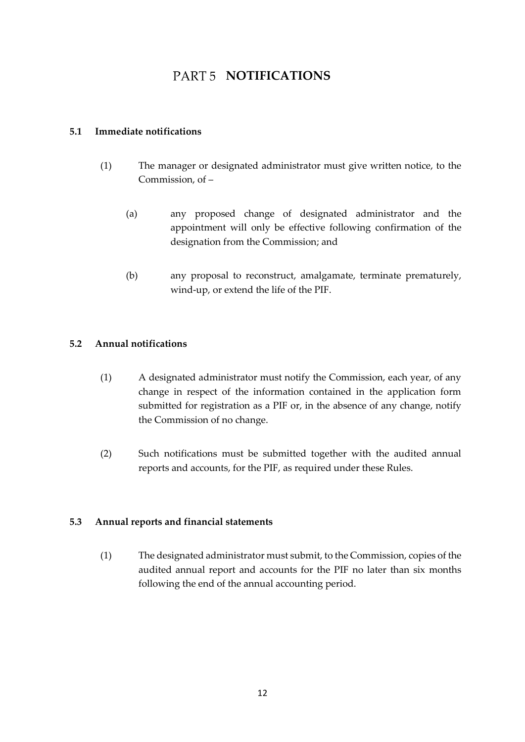# PART 5 NOTIFICATIONS

### 5.1 Immediate notifications

(1) The manager or designated administrator must give written notice, to the Commission, of –

  (a) any proposed change of designated administrator and the appointment will only be effective following confirmation of the designation from the Commission; and

  (b) any proposal to reconstruct, amalgamate, terminate prematurely, wind-up, or extend the life of the PIF.

### 5.2 Annual notifications

(1) A designated administrator must notify the Commission, each year, of any change in respect of the information contained in the application form submitted for registration as a PIF or, in the absence of any change, notify the Commission of no change.

(2) Such notifications must be submitted together with the audited annual reports and accounts, for the PIF, as required under these Rules.

### 5.3 Annual reports and financial statements

(1) The designated administrator must submit, to the Commission, copies of the audited annual report and accounts for the PIF no later than six months following the end of the annual accounting period.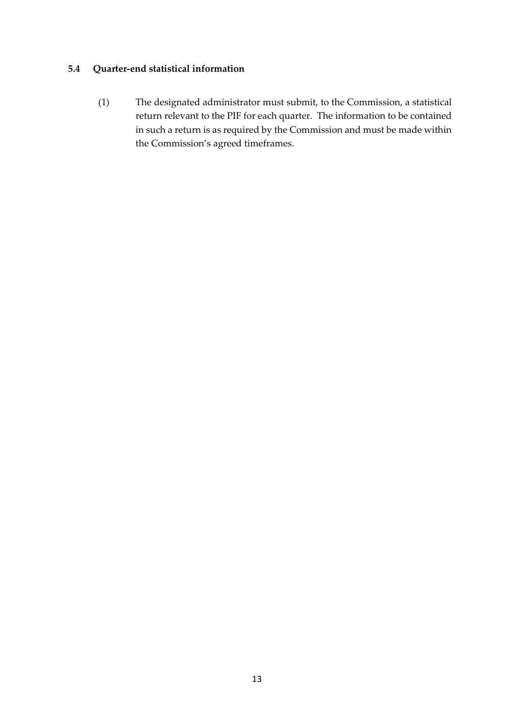### 5.4 Quarter-end statistical information

(1) The designated administrator must submit, to the Commission, a statistical return relevant to the PIF for each quarter. The information to be contained in such a return is as required by the Commission and must be made within the Commission's agreed timeframes.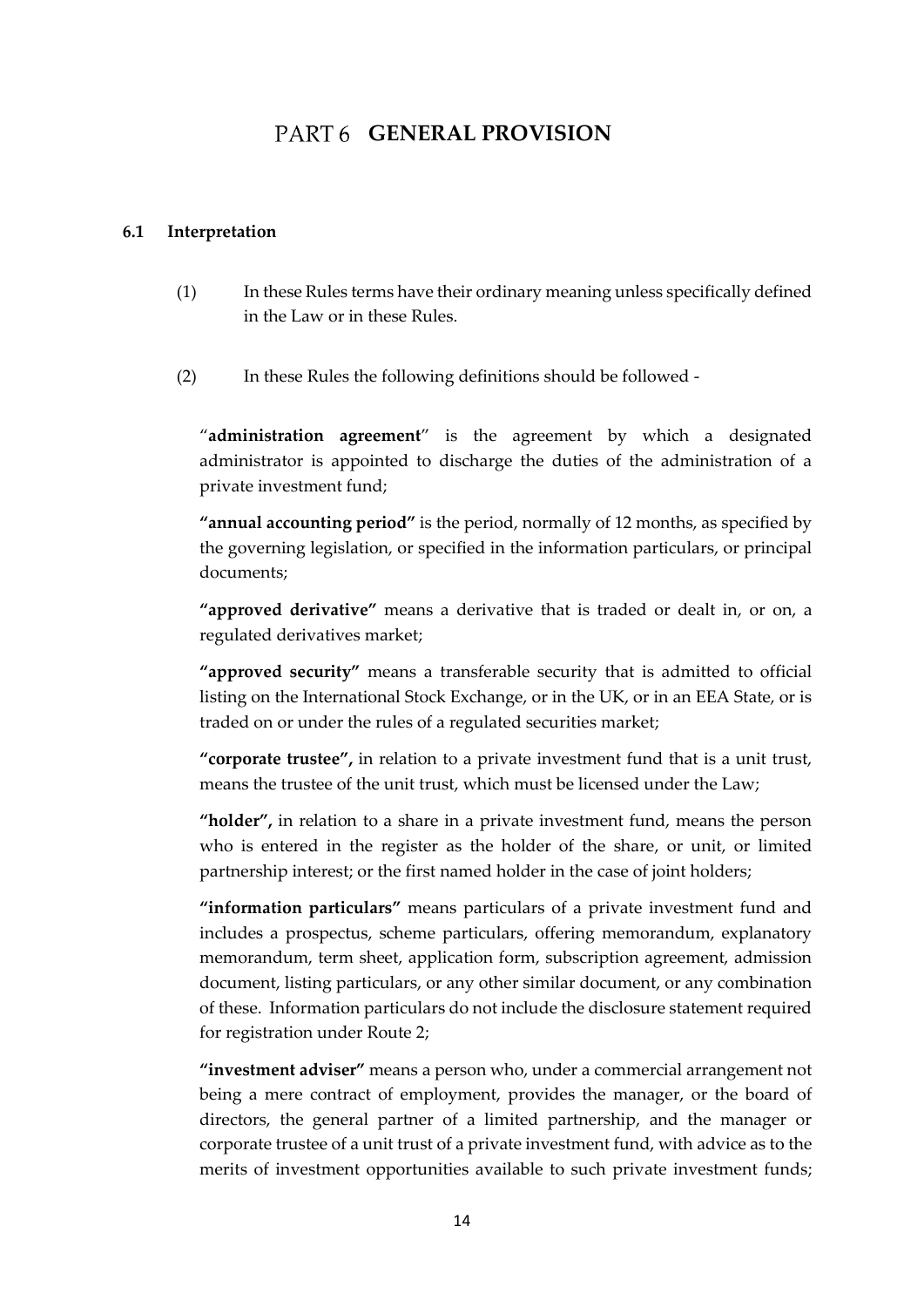# PART 6 GENERAL PROVISION

## 6.1 Interpretation

(1) In these Rules terms have their ordinary meaning unless specifically defined in the Law or in these Rules.

(2) In these Rules the following definitions should be followed -

"**administration agreement**" is the agreement by which a designated administrator is appointed to discharge the duties of the administration of a private investment fund;

**"annual accounting period"** is the period, normally of 12 months, as specified by the governing legislation, or specified in the information particulars, or principal documents;

**"approved derivative"** means a derivative that is traded or dealt in, or on, a regulated derivatives market;

**"approved security"** means a transferable security that is admitted to official listing on the International Stock Exchange, or in the UK, or in an EEA State, or is traded on or under the rules of a regulated securities market;

**"corporate trustee",** in relation to a private investment fund that is a unit trust, means the trustee of the unit trust, which must be licensed under the Law;

**"holder",** in relation to a share in a private investment fund, means the person who is entered in the register as the holder of the share, or unit, or limited partnership interest; or the first named holder in the case of joint holders;

**"information particulars"** means particulars of a private investment fund and includes a prospectus, scheme particulars, offering memorandum, explanatory memorandum, term sheet, application form, subscription agreement, admission document, listing particulars, or any other similar document, or any combination of these. Information particulars do not include the disclosure statement required for registration under Route 2;

**"investment adviser"** means a person who, under a commercial arrangement not being a mere contract of employment, provides the manager, or the board of directors, the general partner of a limited partnership, and the manager or corporate trustee of a unit trust of a private investment fund, with advice as to the merits of investment opportunities available to such private investment funds;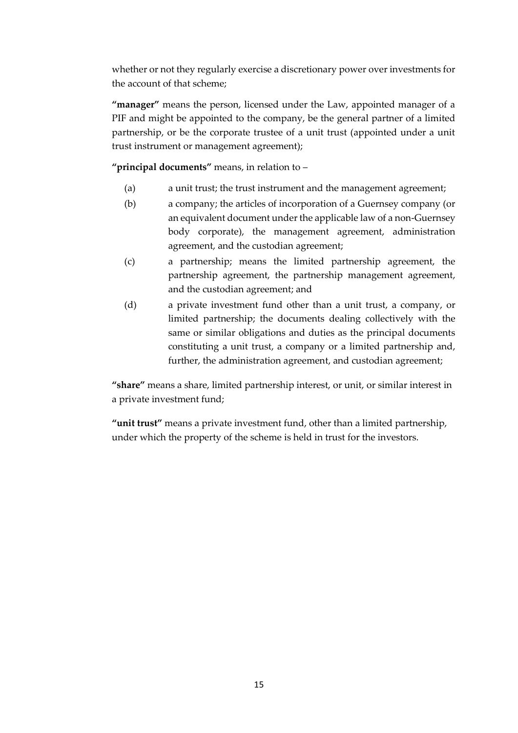whether or not they regularly exercise a discretionary power over investments for the account of that scheme;

**"manager"** means the person, licensed under the Law, appointed manager of a PIF and might be appointed to the company, be the general partner of a limited partnership, or be the corporate trustee of a unit trust (appointed under a unit trust instrument or management agreement);

**"principal documents"** means, in relation to –

(a) a unit trust; the trust instrument and the management agreement;

(b) a company; the articles of incorporation of a Guernsey company (or an equivalent document under the applicable law of a non-Guernsey body corporate), the management agreement, administration agreement, and the custodian agreement;

(c) a partnership; means the limited partnership agreement, the partnership agreement, the partnership management agreement, and the custodian agreement; and

(d) a private investment fund other than a unit trust, a company, or limited partnership; the documents dealing collectively with the same or similar obligations and duties as the principal documents constituting a unit trust, a company or a limited partnership and, further, the administration agreement, and custodian agreement;

**"share"** means a share, limited partnership interest, or unit, or similar interest in a private investment fund;

**"unit trust"** means a private investment fund, other than a limited partnership, under which the property of the scheme is held in trust for the investors.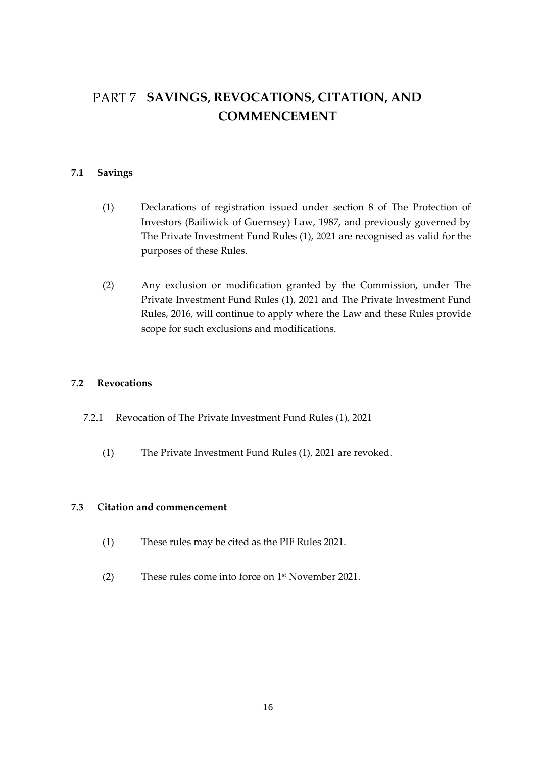# PART 7 SAVINGS, REVOCATIONS, CITATION, AND COMMENCEMENT

### 7.1 Savings

(1) Declarations of registration issued under section 8 of The Protection of Investors (Bailiwick of Guernsey) Law, 1987, and previously governed by The Private Investment Fund Rules (1), 2021 are recognised as valid for the purposes of these Rules.

(2) Any exclusion or modification granted by the Commission, under The Private Investment Fund Rules (1), 2021 and The Private Investment Fund Rules, 2016, will continue to apply where the Law and these Rules provide scope for such exclusions and modifications.

### 7.2 Revocations

7.2.1 Revocation of The Private Investment Fund Rules (1), 2021

(1) The Private Investment Fund Rules (1), 2021 are revoked.

### 7.3 Citation and commencement

(1) These rules may be cited as the PIF Rules 2021.

(2) These rules come into force on 1st November 2021.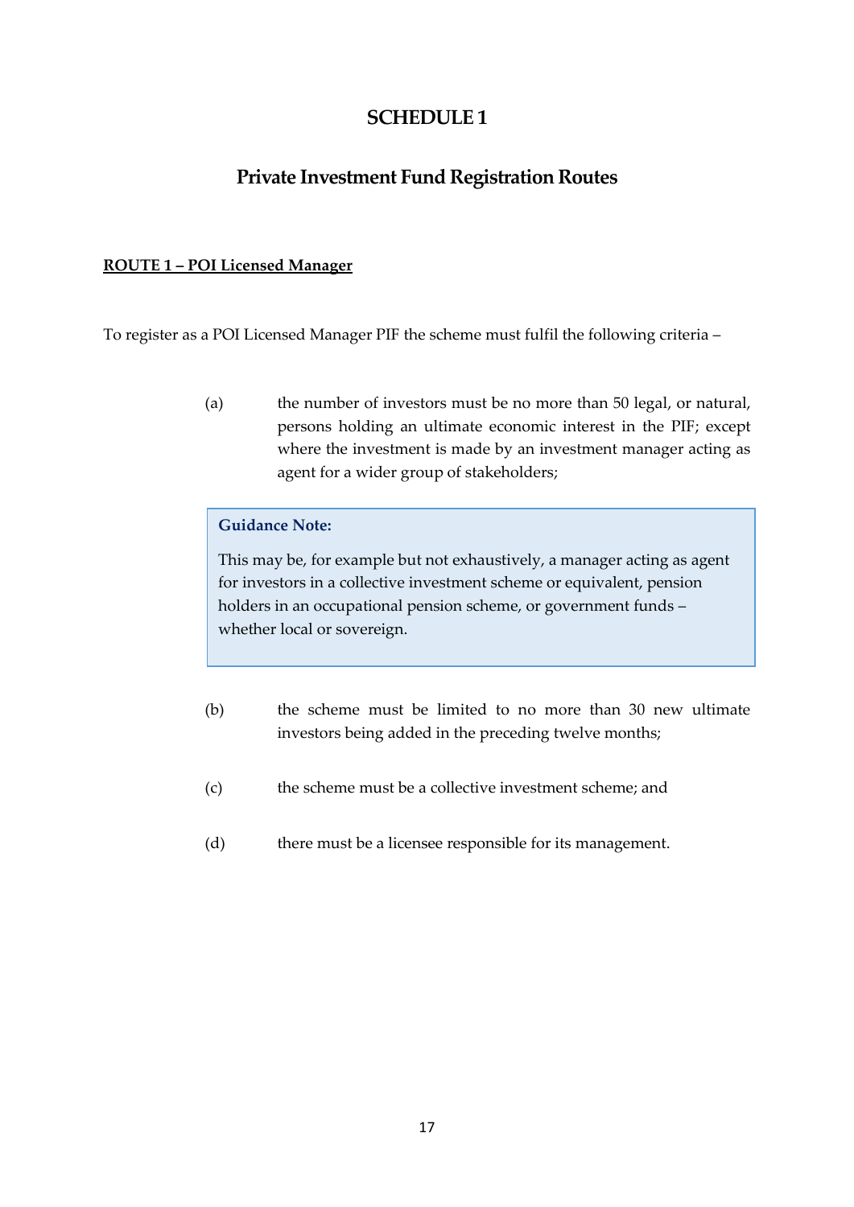# SCHEDULE 1

## Private Investment Fund Registration Routes

**ROUTE 1 – POI Licensed Manager**

To register as a POI Licensed Manager PIF the scheme must fulfil the following criteria –

(a) the number of investors must be no more than 50 legal, or natural, persons holding an ultimate economic interest in the PIF; except where the investment is made by an investment manager acting as agent for a wider group of stakeholders;

> **Guidance Note:**
>
> This may be, for example but not exhaustively, a manager acting as agent for investors in a collective investment scheme or equivalent, pension holders in an occupational pension scheme, or government funds – whether local or sovereign.

(b) the scheme must be limited to no more than 30 new ultimate investors being added in the preceding twelve months;

(c) the scheme must be a collective investment scheme; and

(d) there must be a licensee responsible for its management.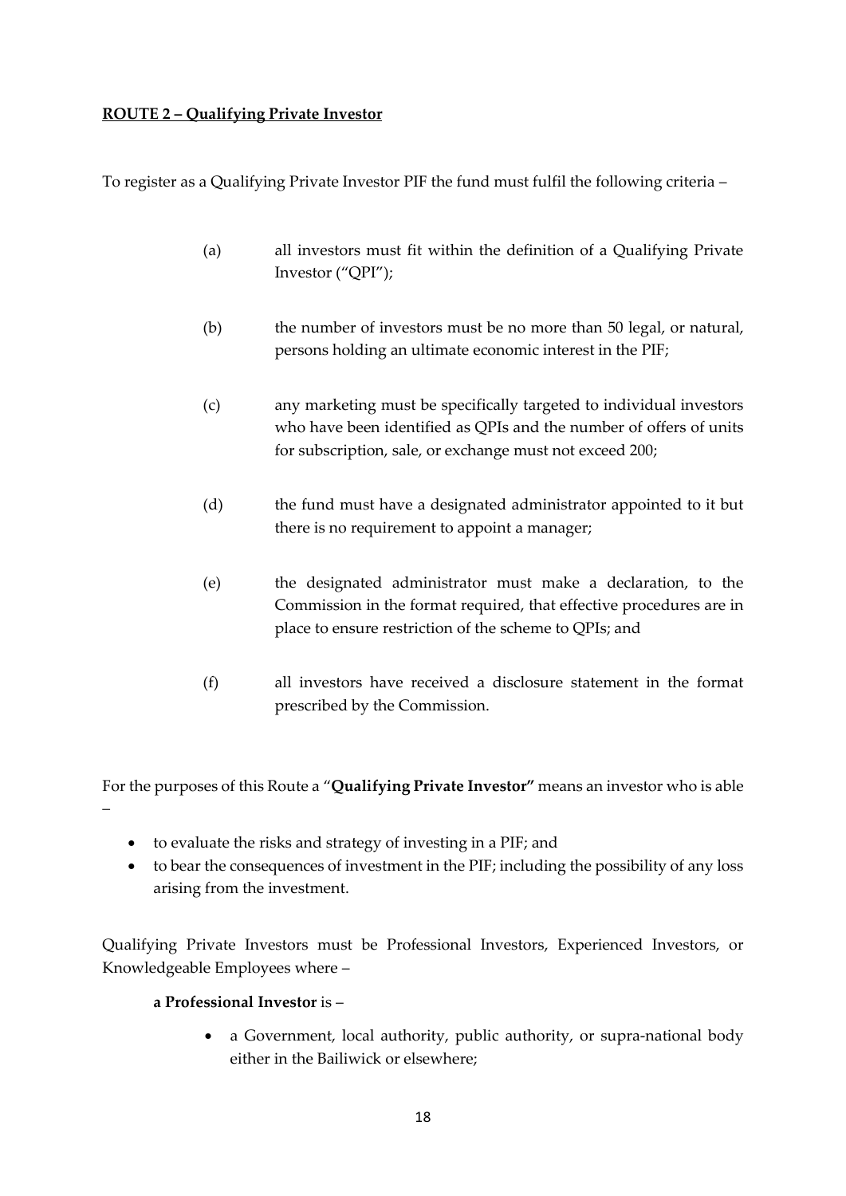**ROUTE 2 – Qualifying Private Investor**

To register as a Qualifying Private Investor PIF the fund must fulfil the following criteria –

(a) all investors must fit within the definition of a Qualifying Private Investor ("QPI");

(b) the number of investors must be no more than 50 legal, or natural, persons holding an ultimate economic interest in the PIF;

(c) any marketing must be specifically targeted to individual investors who have been identified as QPIs and the number of offers of units for subscription, sale, or exchange must not exceed 200;

(d) the fund must have a designated administrator appointed to it but there is no requirement to appoint a manager;

(e) the designated administrator must make a declaration, to the Commission in the format required, that effective procedures are in place to ensure restriction of the scheme to QPIs; and

(f) all investors have received a disclosure statement in the format prescribed by the Commission.

For the purposes of this Route a "**Qualifying Private Investor"** means an investor who is able –

- to evaluate the risks and strategy of investing in a PIF; and
- to bear the consequences of investment in the PIF; including the possibility of any loss arising from the investment.

Qualifying Private Investors must be Professional Investors, Experienced Investors, or Knowledgeable Employees where –

**a Professional Investor** is –

- a Government, local authority, public authority, or supra-national body either in the Bailiwick or elsewhere;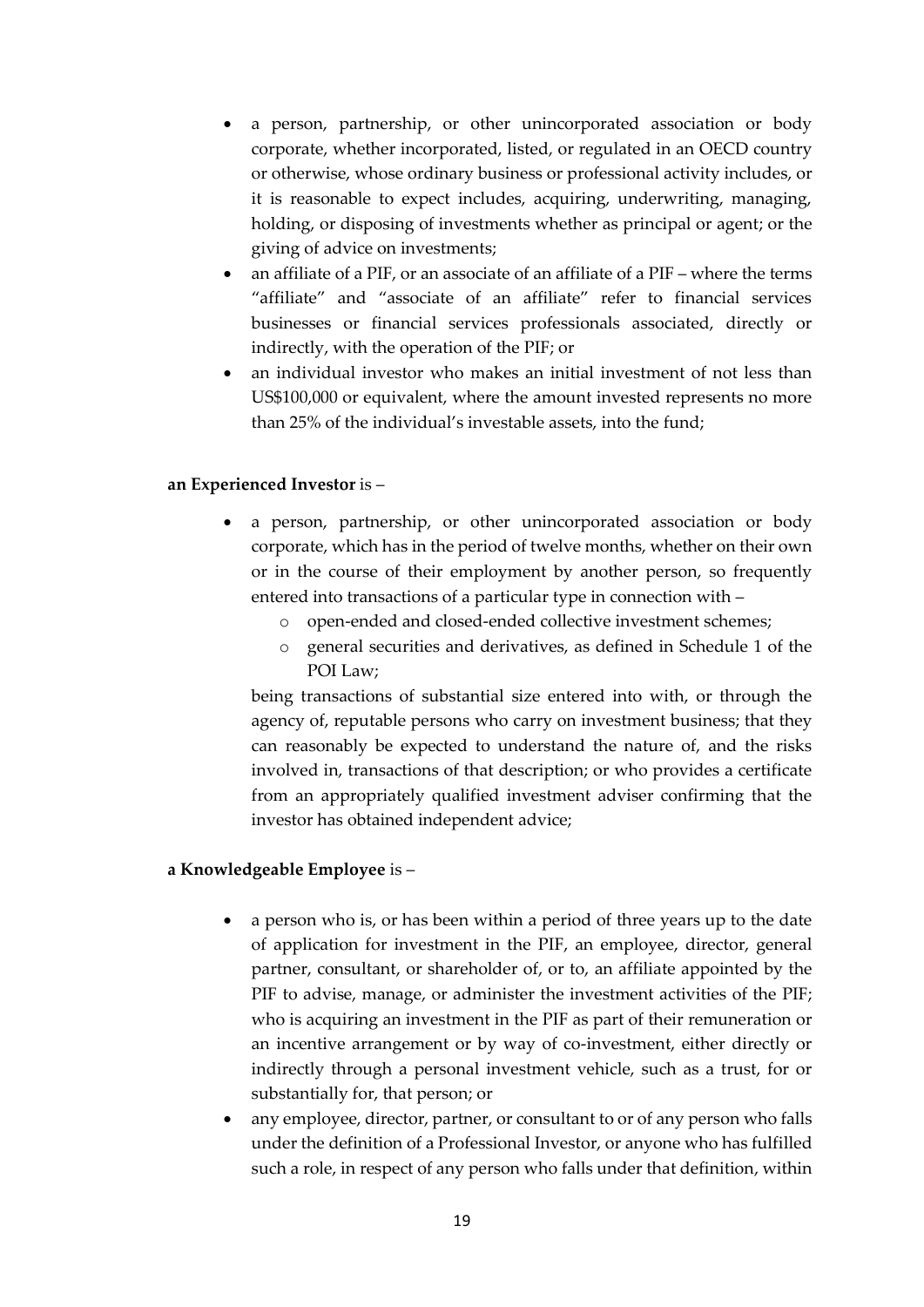- a person, partnership, or other unincorporated association or body corporate, whether incorporated, listed, or regulated in an OECD country or otherwise, whose ordinary business or professional activity includes, or it is reasonable to expect includes, acquiring, underwriting, managing, holding, or disposing of investments whether as principal or agent; or the giving of advice on investments;
- an affiliate of a PIF, or an associate of an affiliate of a PIF – where the terms "affiliate" and "associate of an affiliate" refer to financial services businesses or financial services professionals associated, directly or indirectly, with the operation of the PIF; or
- an individual investor who makes an initial investment of not less than US$100,000 or equivalent, where the amount invested represents no more than 25% of the individual's investable assets, into the fund;

**an Experienced Investor** is –

- a person, partnership, or other unincorporated association or body corporate, which has in the period of twelve months, whether on their own or in the course of their employment by another person, so frequently entered into transactions of a particular type in connection with –
    - open-ended and closed-ended collective investment schemes;
    - general securities and derivatives, as defined in Schedule 1 of the POI Law;

  being transactions of substantial size entered into with, or through the agency of, reputable persons who carry on investment business; that they can reasonably be expected to understand the nature of, and the risks involved in, transactions of that description; or who provides a certificate from an appropriately qualified investment adviser confirming that the investor has obtained independent advice;

**a Knowledgeable Employee** is –

- a person who is, or has been within a period of three years up to the date of application for investment in the PIF, an employee, director, general partner, consultant, or shareholder of, or to, an affiliate appointed by the PIF to advise, manage, or administer the investment activities of the PIF; who is acquiring an investment in the PIF as part of their remuneration or an incentive arrangement or by way of co-investment, either directly or indirectly through a personal investment vehicle, such as a trust, for or substantially for, that person; or
- any employee, director, partner, or consultant to or of any person who falls under the definition of a Professional Investor, or anyone who has fulfilled such a role, in respect of any person who falls under that definition, within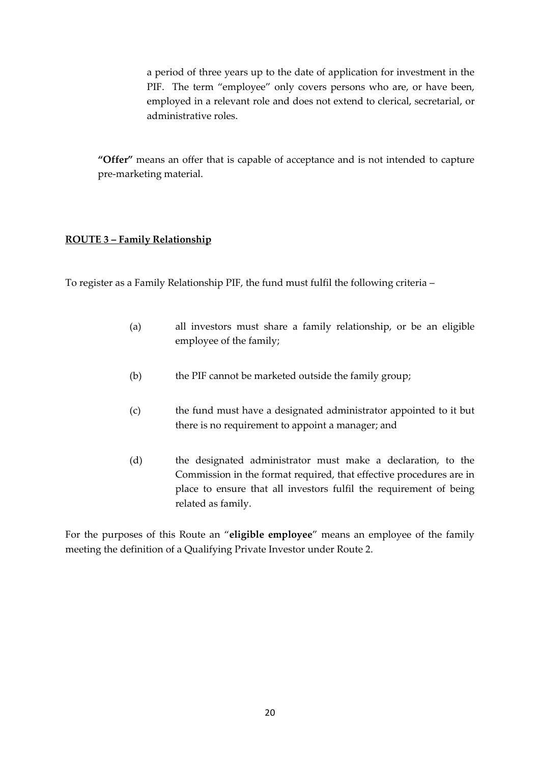a period of three years up to the date of application for investment in the PIF. The term "employee" only covers persons who are, or have been, employed in a relevant role and does not extend to clerical, secretarial, or administrative roles.

**"Offer"** means an offer that is capable of acceptance and is not intended to capture pre-marketing material.

## ROUTE 3 – Family Relationship

To register as a Family Relationship PIF, the fund must fulfil the following criteria –

(a) all investors must share a family relationship, or be an eligible employee of the family;

(b) the PIF cannot be marketed outside the family group;

(c) the fund must have a designated administrator appointed to it but there is no requirement to appoint a manager; and

(d) the designated administrator must make a declaration, to the Commission in the format required, that effective procedures are in place to ensure that all investors fulfil the requirement of being related as family.

For the purposes of this Route an "**eligible employee**" means an employee of the family meeting the definition of a Qualifying Private Investor under Route 2.